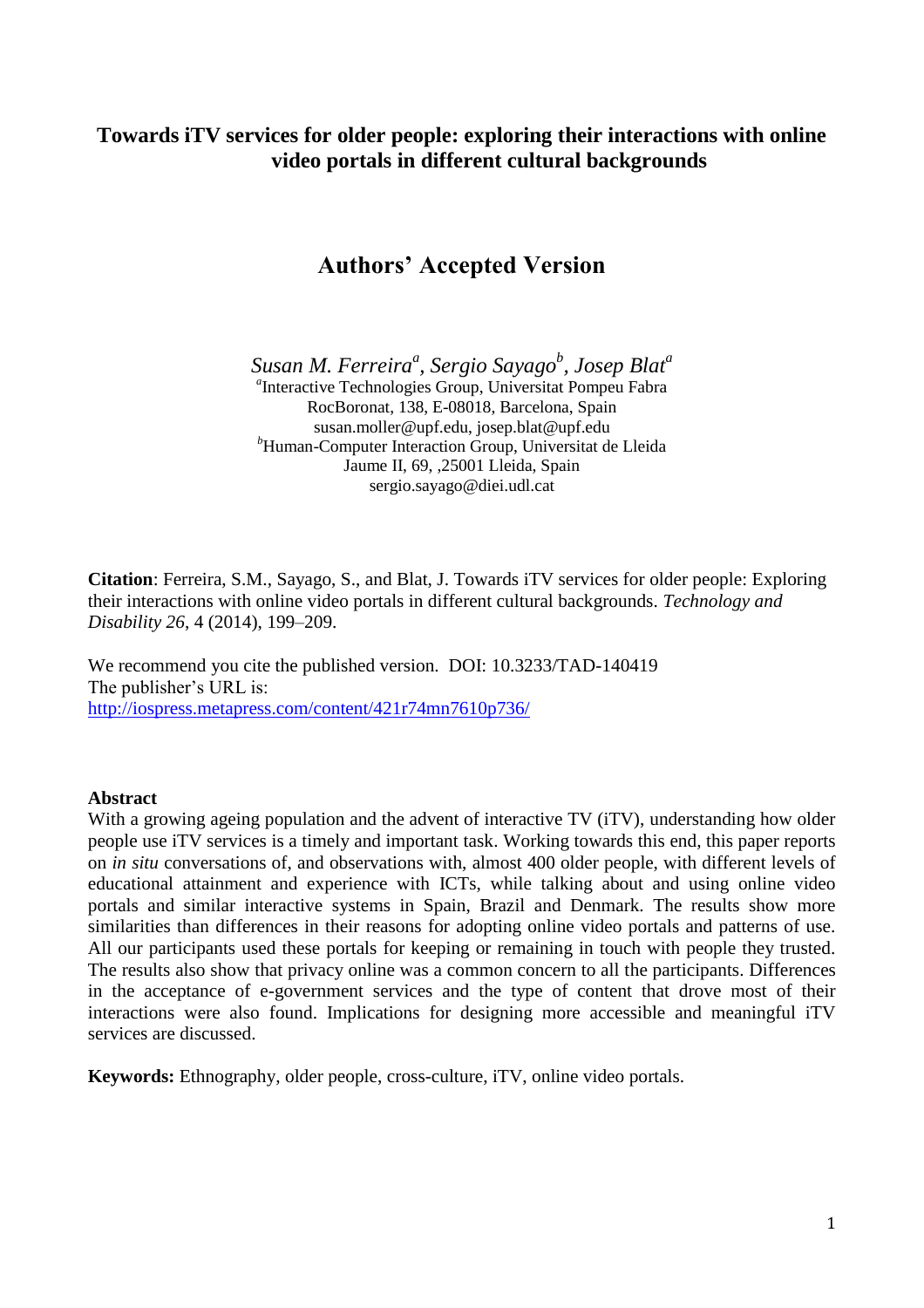# Towards iTV services for older people: exploring their interactions with online video portals in different cultural backgrounds

## Authors' Accepted Version

*Susan M. Ferreira*[a], *Sergio Sayago*[b], *Josep Blat*[a]

[a]Interactive Technologies Group, Universitat Pompeu Fabra
RocBoronat, 138, E-08018, Barcelona, Spain
susan.moller@upf.edu, josep.blat@upf.edu

[b]Human-Computer Interaction Group, Universitat de Lleida
Jaume II, 69, ,25001 Lleida, Spain
sergio.sayago@diei.udl.cat

**Citation**: Ferreira, S.M., Sayago, S., and Blat, J. Towards iTV services for older people: Exploring their interactions with online video portals in different cultural backgrounds. *Technology and Disability 26*, 4 (2014), 199–209.

We recommend you cite the published version. DOI: 10.3233/TAD-140419
The publisher's URL is:
http://iospress.metapress.com/content/421r74mn7610p736/

**Abstract**

With a growing ageing population and the advent of interactive TV (iTV), understanding how older people use iTV services is a timely and important task. Working towards this end, this paper reports on *in situ* conversations of, and observations with, almost 400 older people, with different levels of educational attainment and experience with ICTs, while talking about and using online video portals and similar interactive systems in Spain, Brazil and Denmark. The results show more similarities than differences in their reasons for adopting online video portals and patterns of use. All our participants used these portals for keeping or remaining in touch with people they trusted. The results also show that privacy online was a common concern to all the participants. Differences in the acceptance of e-government services and the type of content that drove most of their interactions were also found. Implications for designing more accessible and meaningful iTV services are discussed.

**Keywords:** Ethnography, older people, cross-culture, iTV, online video portals.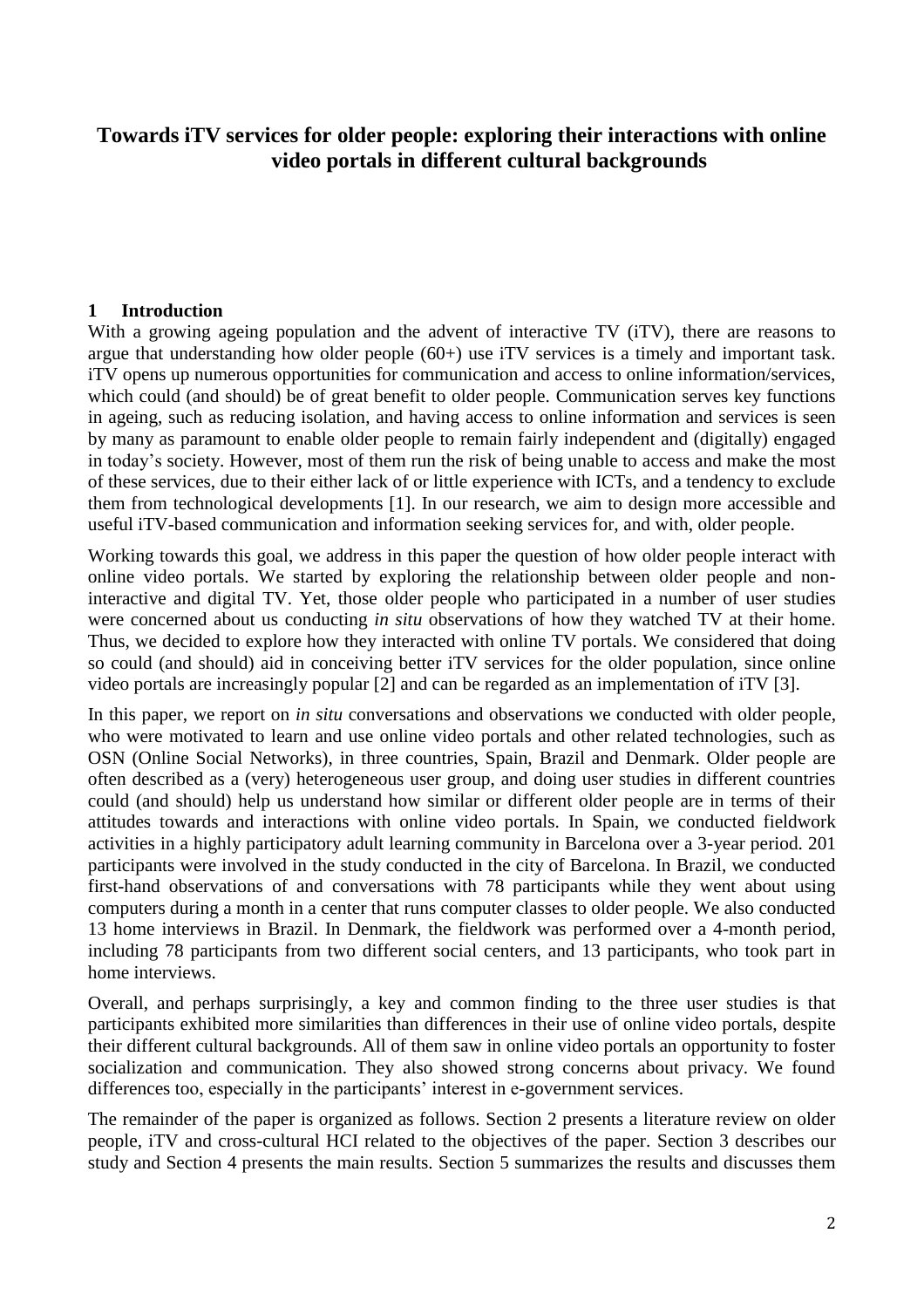# Towards iTV services for older people: exploring their interactions with online video portals in different cultural backgrounds

## 1 Introduction

With a growing ageing population and the advent of interactive TV (iTV), there are reasons to argue that understanding how older people (60+) use iTV services is a timely and important task. iTV opens up numerous opportunities for communication and access to online information/services, which could (and should) be of great benefit to older people. Communication serves key functions in ageing, such as reducing isolation, and having access to online information and services is seen by many as paramount to enable older people to remain fairly independent and (digitally) engaged in today's society. However, most of them run the risk of being unable to access and make the most of these services, due to their either lack of or little experience with ICTs, and a tendency to exclude them from technological developments [1]. In our research, we aim to design more accessible and useful iTV-based communication and information seeking services for, and with, older people.

Working towards this goal, we address in this paper the question of how older people interact with online video portals. We started by exploring the relationship between older people and non-interactive and digital TV. Yet, those older people who participated in a number of user studies were concerned about us conducting *in situ* observations of how they watched TV at their home. Thus, we decided to explore how they interacted with online TV portals. We considered that doing so could (and should) aid in conceiving better iTV services for the older population, since online video portals are increasingly popular [2] and can be regarded as an implementation of iTV [3].

In this paper, we report on *in situ* conversations and observations we conducted with older people, who were motivated to learn and use online video portals and other related technologies, such as OSN (Online Social Networks), in three countries, Spain, Brazil and Denmark. Older people are often described as a (very) heterogeneous user group, and doing user studies in different countries could (and should) help us understand how similar or different older people are in terms of their attitudes towards and interactions with online video portals. In Spain, we conducted fieldwork activities in a highly participatory adult learning community in Barcelona over a 3-year period. 201 participants were involved in the study conducted in the city of Barcelona. In Brazil, we conducted first-hand observations of and conversations with 78 participants while they went about using computers during a month in a center that runs computer classes to older people. We also conducted 13 home interviews in Brazil. In Denmark, the fieldwork was performed over a 4-month period, including 78 participants from two different social centers, and 13 participants, who took part in home interviews.

Overall, and perhaps surprisingly, a key and common finding to the three user studies is that participants exhibited more similarities than differences in their use of online video portals, despite their different cultural backgrounds. All of them saw in online video portals an opportunity to foster socialization and communication. They also showed strong concerns about privacy. We found differences too, especially in the participants' interest in e-government services.

The remainder of the paper is organized as follows. Section 2 presents a literature review on older people, iTV and cross-cultural HCI related to the objectives of the paper. Section 3 describes our study and Section 4 presents the main results. Section 5 summarizes the results and discusses them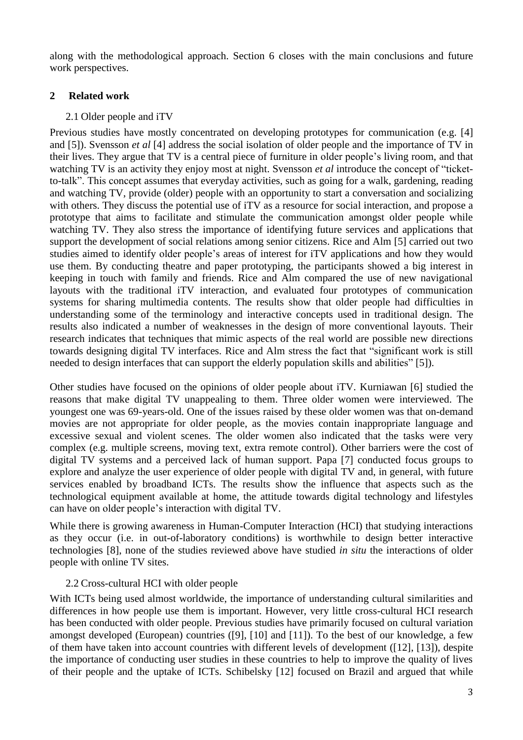along with the methodological approach. Section 6 closes with the main conclusions and future work perspectives.

## 2 Related work

### 2.1 Older people and iTV

Previous studies have mostly concentrated on developing prototypes for communication (e.g. [4] and [5]). Svensson *et al* [4] address the social isolation of older people and the importance of TV in their lives. They argue that TV is a central piece of furniture in older people's living room, and that watching TV is an activity they enjoy most at night. Svensson *et al* introduce the concept of "ticket-to-talk". This concept assumes that everyday activities, such as going for a walk, gardening, reading and watching TV, provide (older) people with an opportunity to start a conversation and socializing with others. They discuss the potential use of iTV as a resource for social interaction, and propose a prototype that aims to facilitate and stimulate the communication amongst older people while watching TV. They also stress the importance of identifying future services and applications that support the development of social relations among senior citizens. Rice and Alm [5] carried out two studies aimed to identify older people's areas of interest for iTV applications and how they would use them. By conducting theatre and paper prototyping, the participants showed a big interest in keeping in touch with family and friends. Rice and Alm compared the use of new navigational layouts with the traditional iTV interaction, and evaluated four prototypes of communication systems for sharing multimedia contents. The results show that older people had difficulties in understanding some of the terminology and interactive concepts used in traditional design. The results also indicated a number of weaknesses in the design of more conventional layouts. Their research indicates that techniques that mimic aspects of the real world are possible new directions towards designing digital TV interfaces. Rice and Alm stress the fact that "significant work is still needed to design interfaces that can support the elderly population skills and abilities" [5]).

Other studies have focused on the opinions of older people about iTV. Kurniawan [6] studied the reasons that make digital TV unappealing to them. Three older women were interviewed. The youngest one was 69-years-old. One of the issues raised by these older women was that on-demand movies are not appropriate for older people, as the movies contain inappropriate language and excessive sexual and violent scenes. The older women also indicated that the tasks were very complex (e.g. multiple screens, moving text, extra remote control). Other barriers were the cost of digital TV systems and a perceived lack of human support. Papa [7] conducted focus groups to explore and analyze the user experience of older people with digital TV and, in general, with future services enabled by broadband ICTs. The results show the influence that aspects such as the technological equipment available at home, the attitude towards digital technology and lifestyles can have on older people's interaction with digital TV.

While there is growing awareness in Human-Computer Interaction (HCI) that studying interactions as they occur (i.e. in out-of-laboratory conditions) is worthwhile to design better interactive technologies [8], none of the studies reviewed above have studied *in situ* the interactions of older people with online TV sites.

### 2.2 Cross-cultural HCI with older people

With ICTs being used almost worldwide, the importance of understanding cultural similarities and differences in how people use them is important. However, very little cross-cultural HCI research has been conducted with older people. Previous studies have primarily focused on cultural variation amongst developed (European) countries ([9], [10] and [11]). To the best of our knowledge, a few of them have taken into account countries with different levels of development ([12], [13]), despite the importance of conducting user studies in these countries to help to improve the quality of lives of their people and the uptake of ICTs. Schibelsky [12] focused on Brazil and argued that while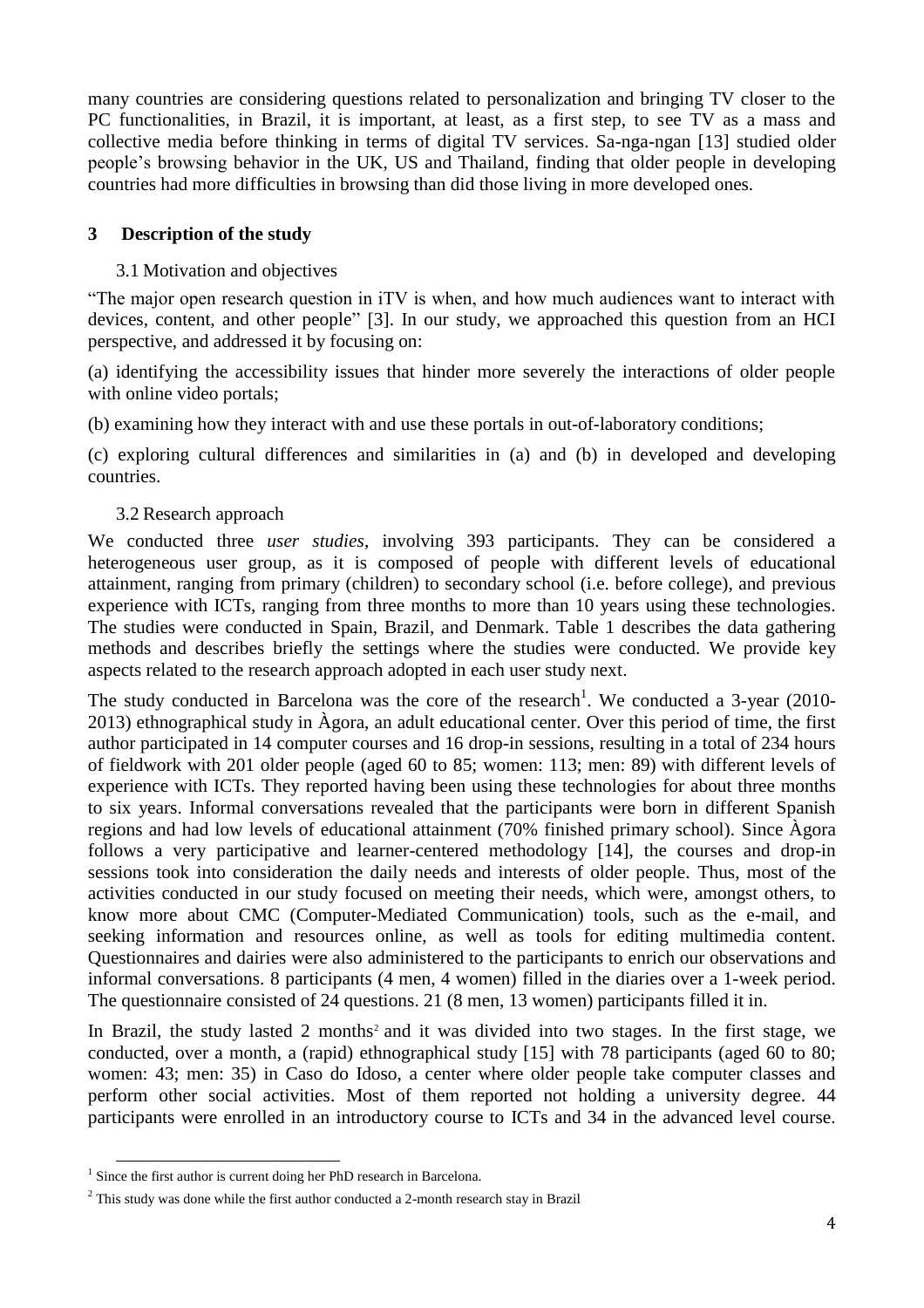many countries are considering questions related to personalization and bringing TV closer to the PC functionalities, in Brazil, it is important, at least, as a first step, to see TV as a mass and collective media before thinking in terms of digital TV services. Sa-nga-ngan [13] studied older people's browsing behavior in the UK, US and Thailand, finding that older people in developing countries had more difficulties in browsing than did those living in more developed ones.

## 3 Description of the study

### 3.1 Motivation and objectives

"The major open research question in iTV is when, and how much audiences want to interact with devices, content, and other people" [3]. In our study, we approached this question from an HCI perspective, and addressed it by focusing on:

(a) identifying the accessibility issues that hinder more severely the interactions of older people with online video portals;

(b) examining how they interact with and use these portals in out-of-laboratory conditions;

(c) exploring cultural differences and similarities in (a) and (b) in developed and developing countries.

### 3.2 Research approach

We conducted three *user studies*, involving 393 participants. They can be considered a heterogeneous user group, as it is composed of people with different levels of educational attainment, ranging from primary (children) to secondary school (i.e. before college), and previous experience with ICTs, ranging from three months to more than 10 years using these technologies. The studies were conducted in Spain, Brazil, and Denmark. Table 1 describes the data gathering methods and describes briefly the settings where the studies were conducted. We provide key aspects related to the research approach adopted in each user study next.

The study conducted in Barcelona was the core of the research[1]. We conducted a 3-year (2010-2013) ethnographical study in Àgora, an adult educational center. Over this period of time, the first author participated in 14 computer courses and 16 drop-in sessions, resulting in a total of 234 hours of fieldwork with 201 older people (aged 60 to 85; women: 113; men: 89) with different levels of experience with ICTs. They reported having been using these technologies for about three months to six years. Informal conversations revealed that the participants were born in different Spanish regions and had low levels of educational attainment (70% finished primary school). Since Àgora follows a very participative and learner-centered methodology [14], the courses and drop-in sessions took into consideration the daily needs and interests of older people. Thus, most of the activities conducted in our study focused on meeting their needs, which were, amongst others, to know more about CMC (Computer-Mediated Communication) tools, such as the e-mail, and seeking information and resources online, as well as tools for editing multimedia content. Questionnaires and dairies were also administered to the participants to enrich our observations and informal conversations. 8 participants (4 men, 4 women) filled in the diaries over a 1-week period. The questionnaire consisted of 24 questions. 21 (8 men, 13 women) participants filled it in.

In Brazil, the study lasted 2 months[2] and it was divided into two stages. In the first stage, we conducted, over a month, a (rapid) ethnographical study [15] with 78 participants (aged 60 to 80; women: 43; men: 35) in Caso do Idoso, a center where older people take computer classes and perform other social activities. Most of them reported not holding a university degree. 44 participants were enrolled in an introductory course to ICTs and 34 in the advanced level course.

[1] Since the first author is current doing her PhD research in Barcelona.

[2] This study was done while the first author conducted a 2-month research stay in Brazil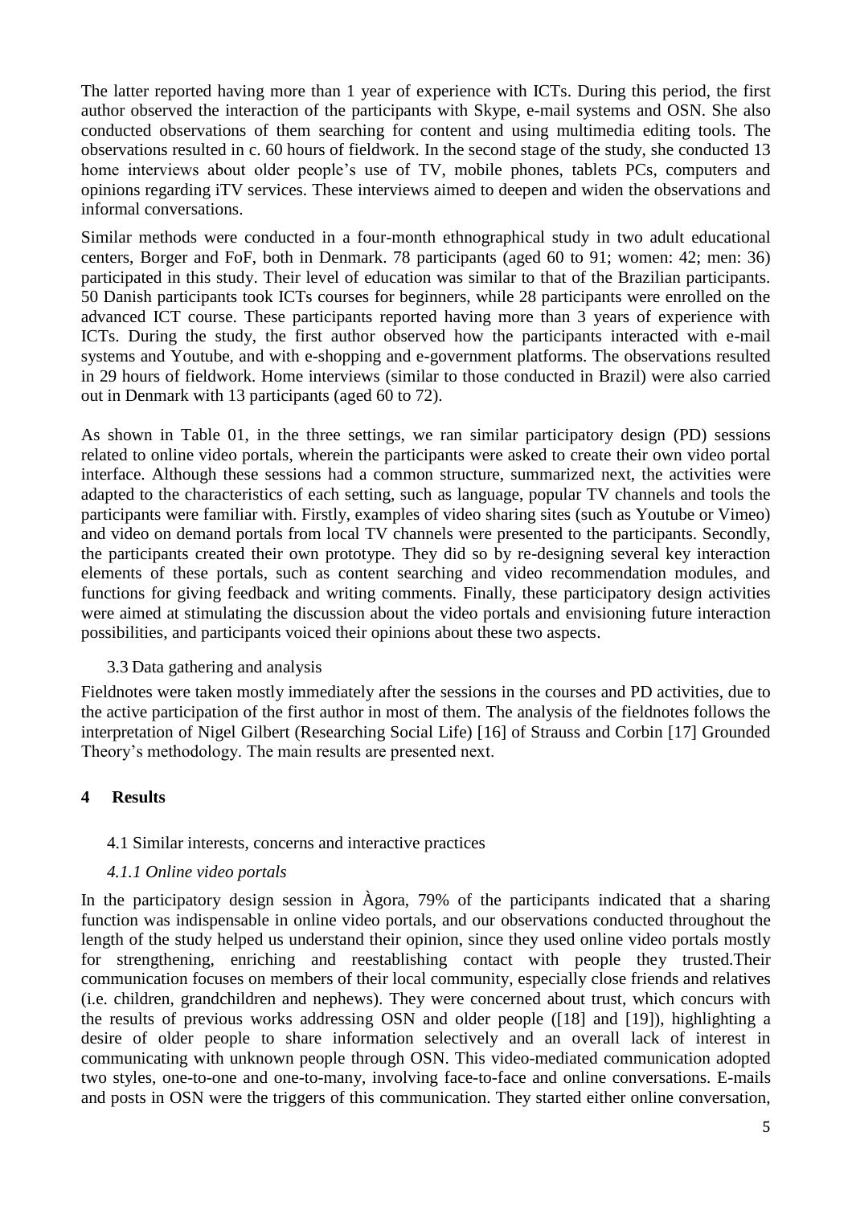The latter reported having more than 1 year of experience with ICTs. During this period, the first author observed the interaction of the participants with Skype, e-mail systems and OSN. She also conducted observations of them searching for content and using multimedia editing tools. The observations resulted in c. 60 hours of fieldwork. In the second stage of the study, she conducted 13 home interviews about older people's use of TV, mobile phones, tablets PCs, computers and opinions regarding iTV services. These interviews aimed to deepen and widen the observations and informal conversations.

Similar methods were conducted in a four-month ethnographical study in two adult educational centers, Borger and FoF, both in Denmark. 78 participants (aged 60 to 91; women: 42; men: 36) participated in this study. Their level of education was similar to that of the Brazilian participants. 50 Danish participants took ICTs courses for beginners, while 28 participants were enrolled on the advanced ICT course. These participants reported having more than 3 years of experience with ICTs. During the study, the first author observed how the participants interacted with e-mail systems and Youtube, and with e-shopping and e-government platforms. The observations resulted in 29 hours of fieldwork. Home interviews (similar to those conducted in Brazil) were also carried out in Denmark with 13 participants (aged 60 to 72).

As shown in Table 01, in the three settings, we ran similar participatory design (PD) sessions related to online video portals, wherein the participants were asked to create their own video portal interface. Although these sessions had a common structure, summarized next, the activities were adapted to the characteristics of each setting, such as language, popular TV channels and tools the participants were familiar with. Firstly, examples of video sharing sites (such as Youtube or Vimeo) and video on demand portals from local TV channels were presented to the participants. Secondly, the participants created their own prototype. They did so by re-designing several key interaction elements of these portals, such as content searching and video recommendation modules, and functions for giving feedback and writing comments. Finally, these participatory design activities were aimed at stimulating the discussion about the video portals and envisioning future interaction possibilities, and participants voiced their opinions about these two aspects.

### 3.3 Data gathering and analysis

Fieldnotes were taken mostly immediately after the sessions in the courses and PD activities, due to the active participation of the first author in most of them. The analysis of the fieldnotes follows the interpretation of Nigel Gilbert (Researching Social Life) [16] of Strauss and Corbin [17] Grounded Theory's methodology. The main results are presented next.

## 4 Results

### 4.1 Similar interests, concerns and interactive practices

#### *4.1.1 Online video portals*

In the participatory design session in Àgora, 79% of the participants indicated that a sharing function was indispensable in online video portals, and our observations conducted throughout the length of the study helped us understand their opinion, since they used online video portals mostly for strengthening, enriching and reestablishing contact with people they trusted.Their communication focuses on members of their local community, especially close friends and relatives (i.e. children, grandchildren and nephews). They were concerned about trust, which concurs with the results of previous works addressing OSN and older people ([18] and [19]), highlighting a desire of older people to share information selectively and an overall lack of interest in communicating with unknown people through OSN. This video-mediated communication adopted two styles, one-to-one and one-to-many, involving face-to-face and online conversations. E-mails and posts in OSN were the triggers of this communication. They started either online conversation,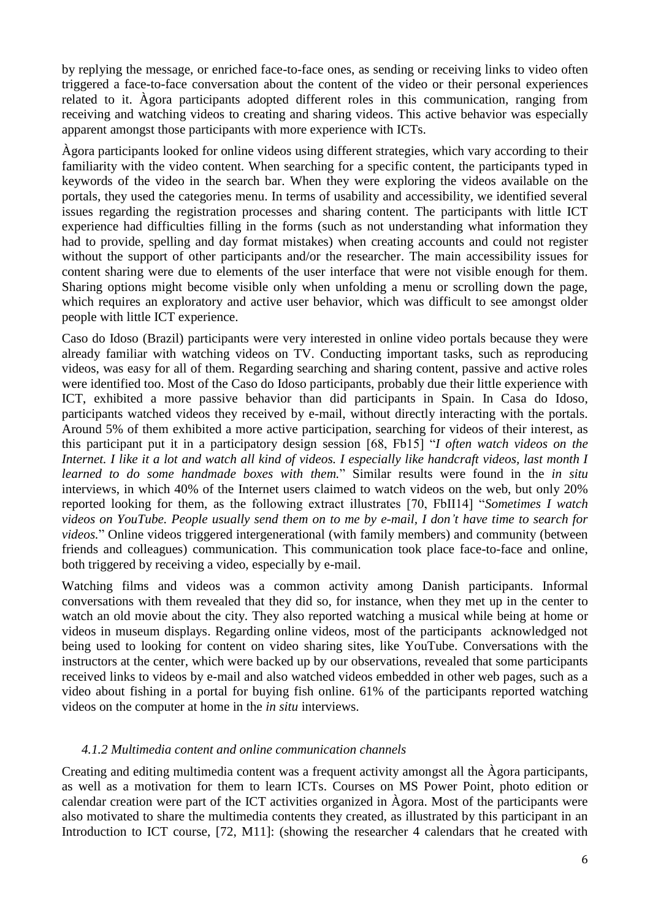by replying the message, or enriched face-to-face ones, as sending or receiving links to video often triggered a face-to-face conversation about the content of the video or their personal experiences related to it. Àgora participants adopted different roles in this communication, ranging from receiving and watching videos to creating and sharing videos. This active behavior was especially apparent amongst those participants with more experience with ICTs.

Àgora participants looked for online videos using different strategies, which vary according to their familiarity with the video content. When searching for a specific content, the participants typed in keywords of the video in the search bar. When they were exploring the videos available on the portals, they used the categories menu. In terms of usability and accessibility, we identified several issues regarding the registration processes and sharing content. The participants with little ICT experience had difficulties filling in the forms (such as not understanding what information they had to provide, spelling and day format mistakes) when creating accounts and could not register without the support of other participants and/or the researcher. The main accessibility issues for content sharing were due to elements of the user interface that were not visible enough for them. Sharing options might become visible only when unfolding a menu or scrolling down the page, which requires an exploratory and active user behavior, which was difficult to see amongst older people with little ICT experience.

Caso do Idoso (Brazil) participants were very interested in online video portals because they were already familiar with watching videos on TV. Conducting important tasks, such as reproducing videos, was easy for all of them. Regarding searching and sharing content, passive and active roles were identified too. Most of the Caso do Idoso participants, probably due their little experience with ICT, exhibited a more passive behavior than did participants in Spain. In Casa do Idoso, participants watched videos they received by e-mail, without directly interacting with the portals. Around 5% of them exhibited a more active participation, searching for videos of their interest, as this participant put it in a participatory design session [68, Fb15] "*I often watch videos on the Internet. I like it a lot and watch all kind of videos. I especially like handcraft videos, last month I learned to do some handmade boxes with them.*" Similar results were found in the *in situ* interviews, in which 40% of the Internet users claimed to watch videos on the web, but only 20% reported looking for them, as the following extract illustrates [70, FbII14] "*Sometimes I watch videos on YouTube. People usually send them on to me by e-mail, I don't have time to search for videos.*" Online videos triggered intergenerational (with family members) and community (between friends and colleagues) communication. This communication took place face-to-face and online, both triggered by receiving a video, especially by e-mail.

Watching films and videos was a common activity among Danish participants. Informal conversations with them revealed that they did so, for instance, when they met up in the center to watch an old movie about the city. They also reported watching a musical while being at home or videos in museum displays. Regarding online videos, most of the participants acknowledged not being used to looking for content on video sharing sites, like YouTube. Conversations with the instructors at the center, which were backed up by our observations, revealed that some participants received links to videos by e-mail and also watched videos embedded in other web pages, such as a video about fishing in a portal for buying fish online. 61% of the participants reported watching videos on the computer at home in the *in situ* interviews.

#### *4.1.2 Multimedia content and online communication channels*

Creating and editing multimedia content was a frequent activity amongst all the Àgora participants, as well as a motivation for them to learn ICTs. Courses on MS Power Point, photo edition or calendar creation were part of the ICT activities organized in Àgora. Most of the participants were also motivated to share the multimedia contents they created, as illustrated by this participant in an Introduction to ICT course, [72, M11]: (showing the researcher 4 calendars that he created with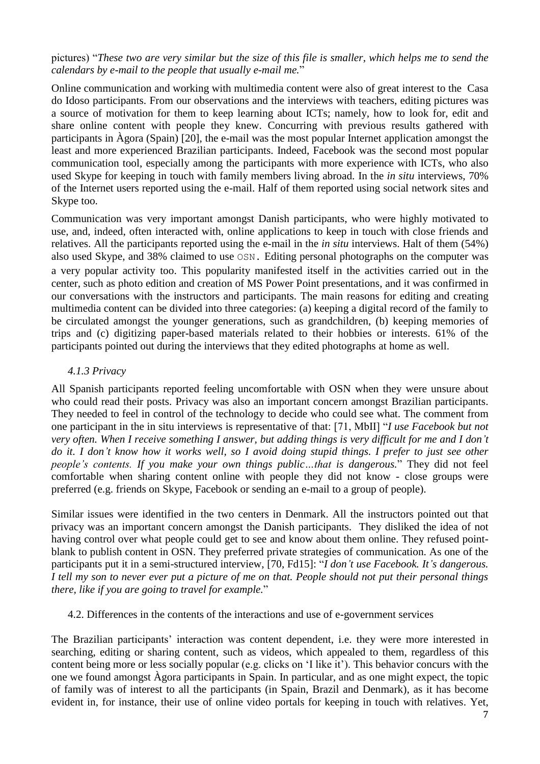pictures) "*These two are very similar but the size of this file is smaller, which helps me to send the calendars by e-mail to the people that usually e-mail me.*"

Online communication and working with multimedia content were also of great interest to the Casa do Idoso participants. From our observations and the interviews with teachers, editing pictures was a source of motivation for them to keep learning about ICTs; namely, how to look for, edit and share online content with people they knew. Concurring with previous results gathered with participants in Àgora (Spain) [20], the e-mail was the most popular Internet application amongst the least and more experienced Brazilian participants. Indeed, Facebook was the second most popular communication tool, especially among the participants with more experience with ICTs, who also used Skype for keeping in touch with family members living abroad. In the *in situ* interviews, 70% of the Internet users reported using the e-mail. Half of them reported using social network sites and Skype too.

Communication was very important amongst Danish participants, who were highly motivated to use, and, indeed, often interacted with, online applications to keep in touch with close friends and relatives. All the participants reported using the e-mail in the *in situ* interviews. Halt of them (54%) also used Skype, and 38% claimed to use OSN. Editing personal photographs on the computer was a very popular activity too. This popularity manifested itself in the activities carried out in the center, such as photo edition and creation of MS Power Point presentations, and it was confirmed in our conversations with the instructors and participants. The main reasons for editing and creating multimedia content can be divided into three categories: (a) keeping a digital record of the family to be circulated amongst the younger generations, such as grandchildren, (b) keeping memories of trips and (c) digitizing paper-based materials related to their hobbies or interests. 61% of the participants pointed out during the interviews that they edited photographs at home as well.

#### *4.1.3 Privacy*

All Spanish participants reported feeling uncomfortable with OSN when they were unsure about who could read their posts. Privacy was also an important concern amongst Brazilian participants. They needed to feel in control of the technology to decide who could see what. The comment from one participant in the in situ interviews is representative of that: [71, MbII] "*I use Facebook but not very often. When I receive something I answer, but adding things is very difficult for me and I don't do it. I don't know how it works well, so I avoid doing stupid things. I prefer to just see other people's contents. If you make your own things public…that is dangerous.*" They did not feel comfortable when sharing content online with people they did not know - close groups were preferred (e.g. friends on Skype, Facebook or sending an e-mail to a group of people).

Similar issues were identified in the two centers in Denmark. All the instructors pointed out that privacy was an important concern amongst the Danish participants. They disliked the idea of not having control over what people could get to see and know about them online. They refused point-blank to publish content in OSN. They preferred private strategies of communication. As one of the participants put it in a semi-structured interview, [70, Fd15]: "*I don't use Facebook. It's dangerous. I tell my son to never ever put a picture of me on that. People should not put their personal things there, like if you are going to travel for example.*"

### 4.2. Differences in the contents of the interactions and use of e-government services

The Brazilian participants' interaction was content dependent, i.e. they were more interested in searching, editing or sharing content, such as videos, which appealed to them, regardless of this content being more or less socially popular (e.g. clicks on 'I like it'). This behavior concurs with the one we found amongst Àgora participants in Spain. In particular, and as one might expect, the topic of family was of interest to all the participants (in Spain, Brazil and Denmark), as it has become evident in, for instance, their use of online video portals for keeping in touch with relatives. Yet,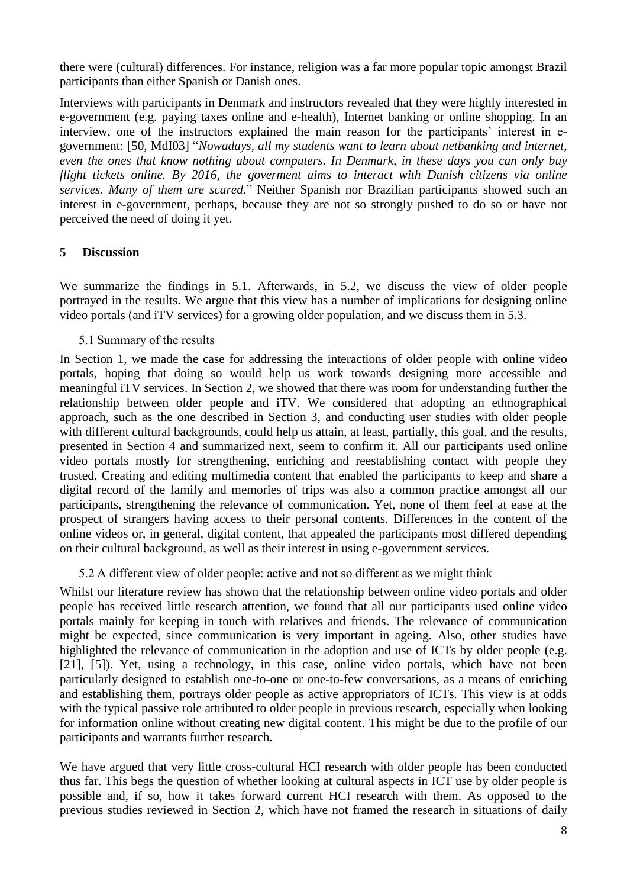there were (cultural) differences. For instance, religion was a far more popular topic amongst Brazil participants than either Spanish or Danish ones.

Interviews with participants in Denmark and instructors revealed that they were highly interested in e-government (e.g. paying taxes online and e-health), Internet banking or online shopping. In an interview, one of the instructors explained the main reason for the participants' interest in e-government: [50, MdI03] "*Nowadays, all my students want to learn about netbanking and internet, even the ones that know nothing about computers. In Denmark, in these days you can only buy flight tickets online. By 2016, the goverment aims to interact with Danish citizens via online services. Many of them are scared*." Neither Spanish nor Brazilian participants showed such an interest in e-government, perhaps, because they are not so strongly pushed to do so or have not perceived the need of doing it yet.

## 5 Discussion

We summarize the findings in 5.1. Afterwards, in 5.2, we discuss the view of older people portrayed in the results. We argue that this view has a number of implications for designing online video portals (and iTV services) for a growing older population, and we discuss them in 5.3.

### 5.1 Summary of the results

In Section 1, we made the case for addressing the interactions of older people with online video portals, hoping that doing so would help us work towards designing more accessible and meaningful iTV services. In Section 2, we showed that there was room for understanding further the relationship between older people and iTV. We considered that adopting an ethnographical approach, such as the one described in Section 3, and conducting user studies with older people with different cultural backgrounds, could help us attain, at least, partially, this goal, and the results, presented in Section 4 and summarized next, seem to confirm it. All our participants used online video portals mostly for strengthening, enriching and reestablishing contact with people they trusted. Creating and editing multimedia content that enabled the participants to keep and share a digital record of the family and memories of trips was also a common practice amongst all our participants, strengthening the relevance of communication. Yet, none of them feel at ease at the prospect of strangers having access to their personal contents. Differences in the content of the online videos or, in general, digital content, that appealed the participants most differed depending on their cultural background, as well as their interest in using e-government services.

### 5.2 A different view of older people: active and not so different as we might think

Whilst our literature review has shown that the relationship between online video portals and older people has received little research attention, we found that all our participants used online video portals mainly for keeping in touch with relatives and friends. The relevance of communication might be expected, since communication is very important in ageing. Also, other studies have highlighted the relevance of communication in the adoption and use of ICTs by older people (e.g. [21], [5]). Yet, using a technology, in this case, online video portals, which have not been particularly designed to establish one-to-one or one-to-few conversations, as a means of enriching and establishing them, portrays older people as active appropriators of ICTs. This view is at odds with the typical passive role attributed to older people in previous research, especially when looking for information online without creating new digital content. This might be due to the profile of our participants and warrants further research.

We have argued that very little cross-cultural HCI research with older people has been conducted thus far. This begs the question of whether looking at cultural aspects in ICT use by older people is possible and, if so, how it takes forward current HCI research with them. As opposed to the previous studies reviewed in Section 2, which have not framed the research in situations of daily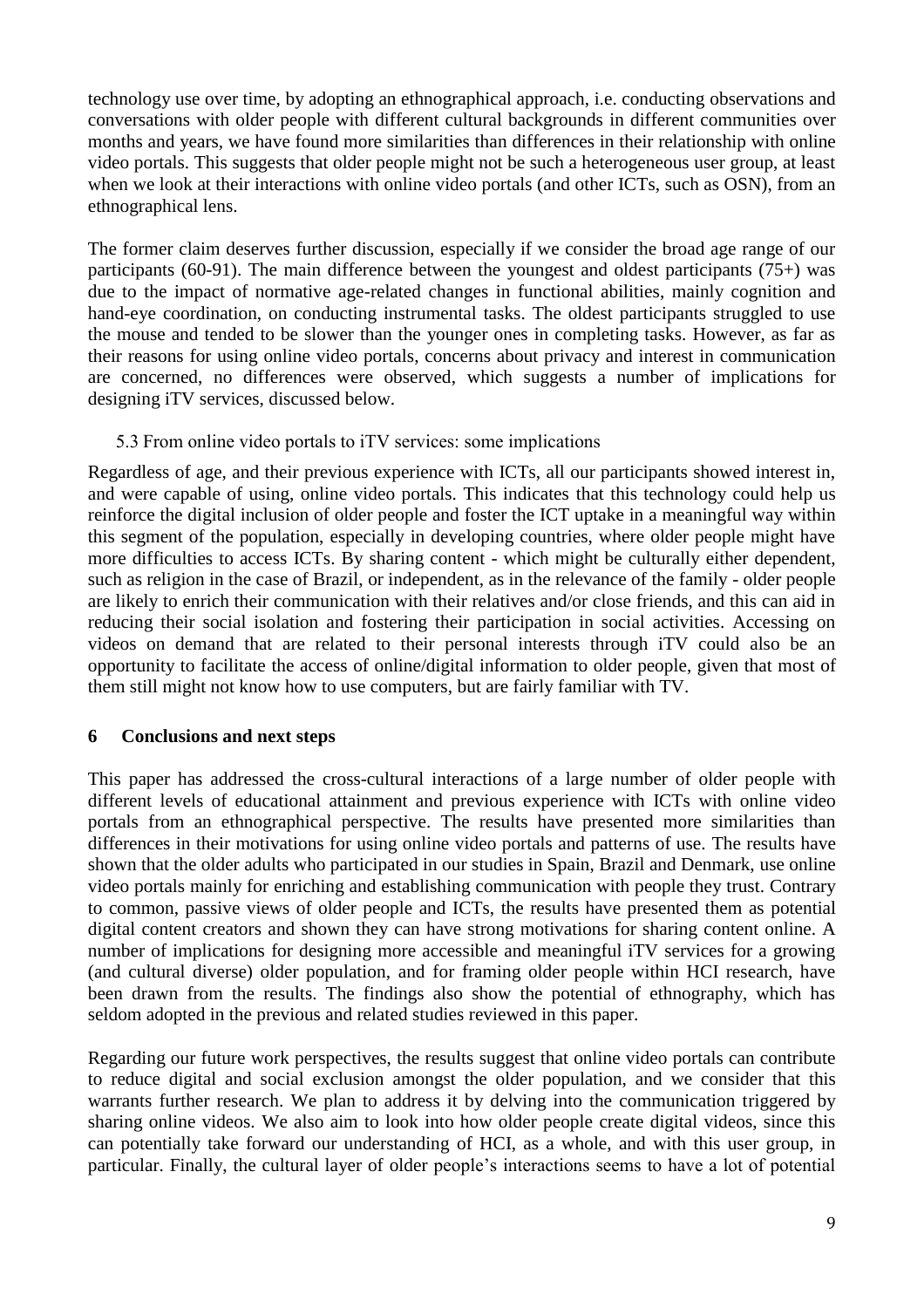technology use over time, by adopting an ethnographical approach, i.e. conducting observations and conversations with older people with different cultural backgrounds in different communities over months and years, we have found more similarities than differences in their relationship with online video portals. This suggests that older people might not be such a heterogeneous user group, at least when we look at their interactions with online video portals (and other ICTs, such as OSN), from an ethnographical lens.

The former claim deserves further discussion, especially if we consider the broad age range of our participants (60-91). The main difference between the youngest and oldest participants (75+) was due to the impact of normative age-related changes in functional abilities, mainly cognition and hand-eye coordination, on conducting instrumental tasks. The oldest participants struggled to use the mouse and tended to be slower than the younger ones in completing tasks. However, as far as their reasons for using online video portals, concerns about privacy and interest in communication are concerned, no differences were observed, which suggests a number of implications for designing iTV services, discussed below.

### 5.3 From online video portals to iTV services: some implications

Regardless of age, and their previous experience with ICTs, all our participants showed interest in, and were capable of using, online video portals. This indicates that this technology could help us reinforce the digital inclusion of older people and foster the ICT uptake in a meaningful way within this segment of the population, especially in developing countries, where older people might have more difficulties to access ICTs. By sharing content - which might be culturally either dependent, such as religion in the case of Brazil, or independent, as in the relevance of the family - older people are likely to enrich their communication with their relatives and/or close friends, and this can aid in reducing their social isolation and fostering their participation in social activities. Accessing on videos on demand that are related to their personal interests through iTV could also be an opportunity to facilitate the access of online/digital information to older people, given that most of them still might not know how to use computers, but are fairly familiar with TV.

## 6 Conclusions and next steps

This paper has addressed the cross-cultural interactions of a large number of older people with different levels of educational attainment and previous experience with ICTs with online video portals from an ethnographical perspective. The results have presented more similarities than differences in their motivations for using online video portals and patterns of use. The results have shown that the older adults who participated in our studies in Spain, Brazil and Denmark, use online video portals mainly for enriching and establishing communication with people they trust. Contrary to common, passive views of older people and ICTs, the results have presented them as potential digital content creators and shown they can have strong motivations for sharing content online. A number of implications for designing more accessible and meaningful iTV services for a growing (and cultural diverse) older population, and for framing older people within HCI research, have been drawn from the results. The findings also show the potential of ethnography, which has seldom adopted in the previous and related studies reviewed in this paper.

Regarding our future work perspectives, the results suggest that online video portals can contribute to reduce digital and social exclusion amongst the older population, and we consider that this warrants further research. We plan to address it by delving into the communication triggered by sharing online videos. We also aim to look into how older people create digital videos, since this can potentially take forward our understanding of HCI, as a whole, and with this user group, in particular. Finally, the cultural layer of older people's interactions seems to have a lot of potential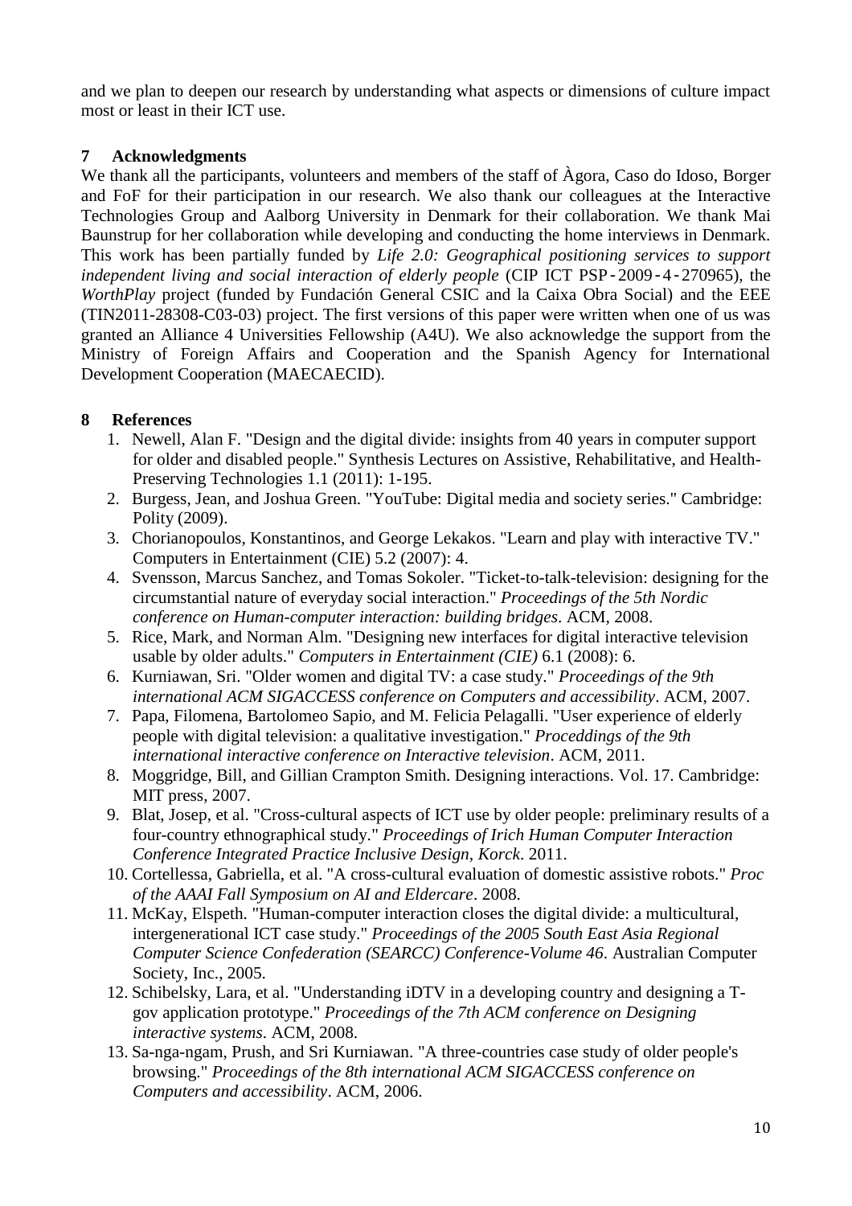and we plan to deepen our research by understanding what aspects or dimensions of culture impact most or least in their ICT use.

## 7 Acknowledgments

We thank all the participants, volunteers and members of the staff of Àgora, Caso do Idoso, Borger and FoF for their participation in our research. We also thank our colleagues at the Interactive Technologies Group and Aalborg University in Denmark for their collaboration. We thank Mai Baunstrup for her collaboration while developing and conducting the home interviews in Denmark. This work has been partially funded by *Life 2.0: Geographical positioning services to support independent living and social interaction of elderly people* (CIP ICT PSP‐2009‐4‐270965), the *WorthPlay* project (funded by Fundación General CSIC and la Caixa Obra Social) and the EEE (TIN2011-28308-C03-03) project. The first versions of this paper were written when one of us was granted an Alliance 4 Universities Fellowship (A4U). We also acknowledge the support from the Ministry of Foreign Affairs and Cooperation and the Spanish Agency for International Development Cooperation (MAECAECID).

## 8 References

1. Newell, Alan F. "Design and the digital divide: insights from 40 years in computer support for older and disabled people." Synthesis Lectures on Assistive, Rehabilitative, and Health-Preserving Technologies 1.1 (2011): 1-195.
2. Burgess, Jean, and Joshua Green. "YouTube: Digital media and society series." Cambridge: Polity (2009).
3. Chorianopoulos, Konstantinos, and George Lekakos. "Learn and play with interactive TV." Computers in Entertainment (CIE) 5.2 (2007): 4.
4. Svensson, Marcus Sanchez, and Tomas Sokoler. "Ticket-to-talk-television: designing for the circumstantial nature of everyday social interaction." *Proceedings of the 5th Nordic conference on Human-computer interaction: building bridges*. ACM, 2008.
5. Rice, Mark, and Norman Alm. "Designing new interfaces for digital interactive television usable by older adults." *Computers in Entertainment (CIE)* 6.1 (2008): 6.
6. Kurniawan, Sri. "Older women and digital TV: a case study." *Proceedings of the 9th international ACM SIGACCESS conference on Computers and accessibility*. ACM, 2007.
7. Papa, Filomena, Bartolomeo Sapio, and M. Felicia Pelagalli. "User experience of elderly people with digital television: a qualitative investigation." *Proceddings of the 9th international interactive conference on Interactive television*. ACM, 2011.
8. Moggridge, Bill, and Gillian Crampton Smith. Designing interactions. Vol. 17. Cambridge: MIT press, 2007.
9. Blat, Josep, et al. "Cross-cultural aspects of ICT use by older people: preliminary results of a four-country ethnographical study." *Proceedings of Irich Human Computer Interaction Conference Integrated Practice Inclusive Design, Korck*. 2011.
10. Cortellessa, Gabriella, et al. "A cross-cultural evaluation of domestic assistive robots." *Proc of the AAAI Fall Symposium on AI and Eldercare*. 2008.
11. McKay, Elspeth. "Human-computer interaction closes the digital divide: a multicultural, intergenerational ICT case study." *Proceedings of the 2005 South East Asia Regional Computer Science Confederation (SEARCC) Conference-Volume 46*. Australian Computer Society, Inc., 2005.
12. Schibelsky, Lara, et al. "Understanding iDTV in a developing country and designing a T-gov application prototype." *Proceedings of the 7th ACM conference on Designing interactive systems*. ACM, 2008.
13. Sa-nga-ngam, Prush, and Sri Kurniawan. "A three-countries case study of older people's browsing." *Proceedings of the 8th international ACM SIGACCESS conference on Computers and accessibility*. ACM, 2006.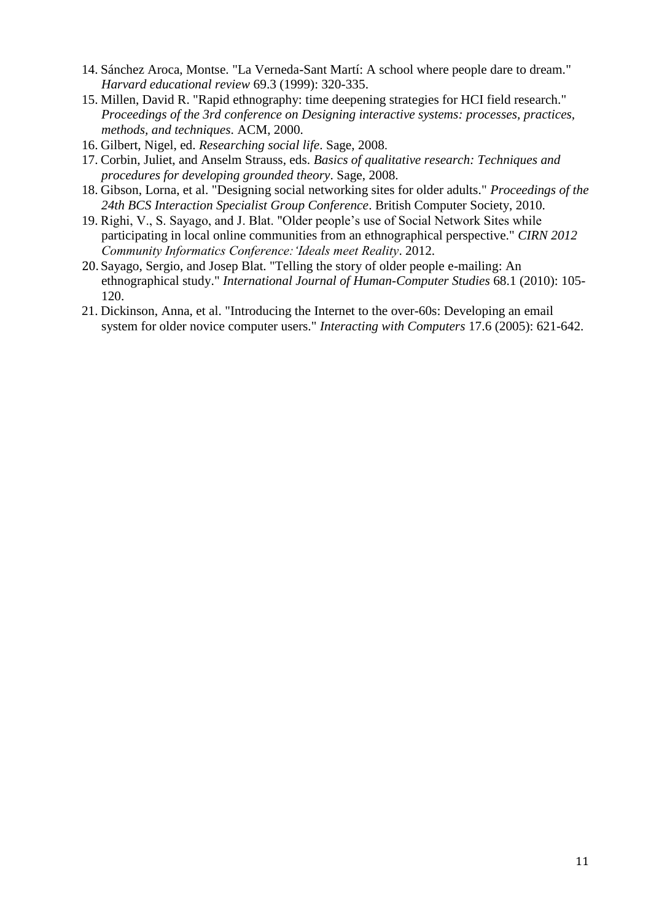14. Sánchez Aroca, Montse. "La Verneda-Sant Martí: A school where people dare to dream." *Harvard educational review* 69.3 (1999): 320-335.
15. Millen, David R. "Rapid ethnography: time deepening strategies for HCI field research." *Proceedings of the 3rd conference on Designing interactive systems: processes, practices, methods, and techniques*. ACM, 2000.
16. Gilbert, Nigel, ed. *Researching social life*. Sage, 2008.
17. Corbin, Juliet, and Anselm Strauss, eds. *Basics of qualitative research: Techniques and procedures for developing grounded theory*. Sage, 2008.
18. Gibson, Lorna, et al. "Designing social networking sites for older adults." *Proceedings of the 24th BCS Interaction Specialist Group Conference*. British Computer Society, 2010.
19. Righi, V., S. Sayago, and J. Blat. "Older people's use of Social Network Sites while participating in local online communities from an ethnographical perspective." *CIRN 2012 Community Informatics Conference:'Ideals meet Reality*. 2012.
20. Sayago, Sergio, and Josep Blat. "Telling the story of older people e-mailing: An ethnographical study." *International Journal of Human-Computer Studies* 68.1 (2010): 105-120.
21. Dickinson, Anna, et al. "Introducing the Internet to the over-60s: Developing an email system for older novice computer users." *Interacting with Computers* 17.6 (2005): 621-642.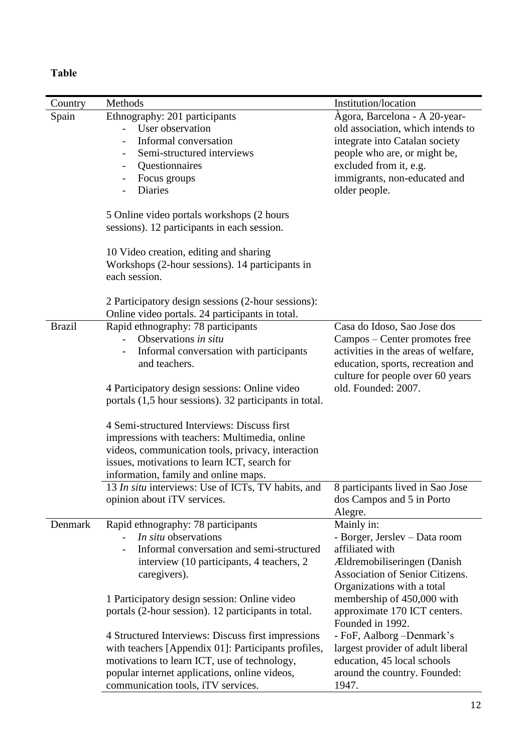**Table**

| Country | Methods | Institution/location |
|---|---|---|
| Spain | Ethnography: 201 participants<br>- User observation<br>- Informal conversation<br>- Semi-structured interviews<br>- Questionnaires<br>- Focus groups<br>- Diaries<br><br>5 Online video portals workshops (2 hours sessions). 12 participants in each session.<br><br>10 Video creation, editing and sharing Workshops (2-hour sessions). 14 participants in each session.<br><br>2 Participatory design sessions (2-hour sessions): Online video portals. 24 participants in total. | Àgora, Barcelona - A 20-year-old association, which intends to integrate into Catalan society people who are, or might be, excluded from it, e.g. immigrants, non-educated and older people. |
| Brazil | Rapid ethnography: 78 participants<br>- Observations *in situ*<br>- Informal conversation with participants and teachers.<br><br>4 Participatory design sessions: Online video portals (1,5 hour sessions). 32 participants in total.<br><br>4 Semi-structured Interviews: Discuss first impressions with teachers: Multimedia, online videos, communication tools, privacy, interaction issues, motivations to learn ICT, search for information, family and online maps. | Casa do Idoso, Sao Jose dos Campos – Center promotes free activities in the areas of welfare, education, sports, recreation and culture for people over 60 years old. Founded: 2007. |
| | 13 *In situ* interviews: Use of ICTs, TV habits, and opinion about iTV services. | 8 participants lived in Sao Jose dos Campos and 5 in Porto Alegre. |
| Denmark | Rapid ethnography: 78 participants<br>- *In situ* observations<br>- Informal conversation and semi-structured interview (10 participants, 4 teachers, 2 caregivers).<br><br>1 Participatory design session: Online video portals (2-hour session). 12 participants in total.<br><br>4 Structured Interviews: Discuss first impressions with teachers [Appendix 01]: Participants profiles, motivations to learn ICT, use of technology, popular internet applications, online videos, communication tools, iTV services. | Mainly in:<br>- Borger, Jerslev – Data room affiliated with Ældremobiliseringen (Danish Association of Senior Citizens. Organizations with a total membership of 450,000 with approximate 170 ICT centers. Founded in 1992.<br>- FoF, Aalborg –Denmark's largest provider of adult liberal education, 45 local schools around the country. Founded: 1947. |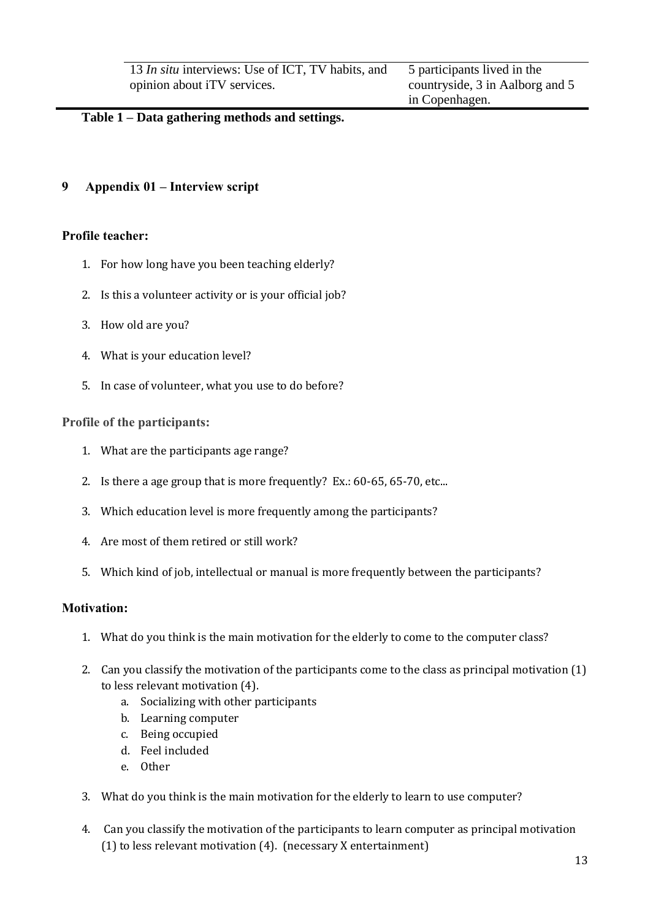| | |
|---|---|
| 13 *In situ* interviews: Use of ICT, TV habits, and opinion about iTV services. | 5 participants lived in the countryside, 3 in Aalborg and 5 in Copenhagen. |

**Table 1 – Data gathering methods and settings.**

## 9 Appendix 01 – Interview script

### Profile teacher:

1. For how long have you been teaching elderly?
2. Is this a volunteer activity or is your official job?
3. How old are you?
4. What is your education level?
5. In case of volunteer, what you use to do before?

### Profile of the participants:

1. What are the participants age range?
2. Is there a age group that is more frequently? Ex.: 60-65, 65-70, etc...
3. Which education level is more frequently among the participants?
4. Are most of them retired or still work?
5. Which kind of job, intellectual or manual is more frequently between the participants?

### Motivation:

1. What do you think is the main motivation for the elderly to come to the computer class?
2. Can you classify the motivation of the participants come to the class as principal motivation (1) to less relevant motivation (4).
   a. Socializing with other participants
   b. Learning computer
   c. Being occupied
   d. Feel included
   e. Other
3. What do you think is the main motivation for the elderly to learn to use computer?
4. Can you classify the motivation of the participants to learn computer as principal motivation (1) to less relevant motivation (4). (necessary X entertainment)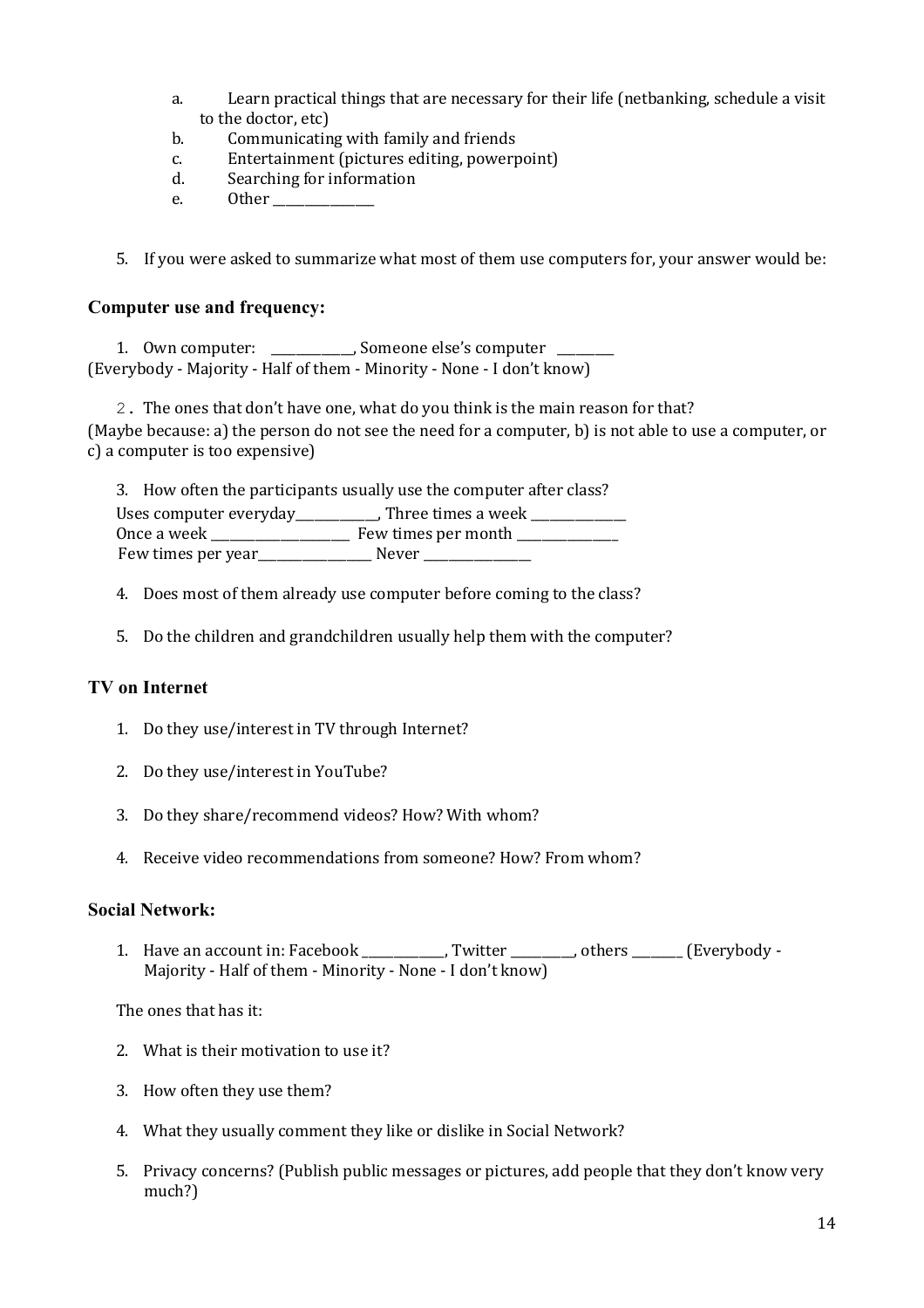a. Learn practical things that are necessary for their life (netbanking, schedule a visit to the doctor, etc)
b. Communicating with family and friends
c. Entertainment (pictures editing, powerpoint)
d. Searching for information
e. Other _______________

5. If you were asked to summarize what most of them use computers for, your answer would be:

### Computer use and frequency:

1. Own computer: ____________, Someone else's computer ________
(Everybody - Majority - Half of them - Minority - None - I don't know)

2. The ones that don't have one, what do you think is the main reason for that?
(Maybe because: a) the person do not see the need for a computer, b) is not able to use a computer, or c) a computer is too expensive)

3. How often the participants usually use the computer after class?
Uses computer everyday____________, Three times a week ______________
Once a week ____________________ Few times per month _______________
Few times per year_________________ Never _______________

4. Does most of them already use computer before coming to the class?

5. Do the children and grandchildren usually help them with the computer?

### TV on Internet

1. Do they use/interest in TV through Internet?

2. Do they use/interest in YouTube?

3. Do they share/recommend videos? How? With whom?

4. Receive video recommendations from someone? How? From whom?

### Social Network:

1. Have an account in: Facebook ____________, Twitter _________, others _______ (Everybody - Majority - Half of them - Minority - None - I don't know)

The ones that has it:

2. What is their motivation to use it?

3. How often they use them?

4. What they usually comment they like or dislike in Social Network?

5. Privacy concerns? (Publish public messages or pictures, add people that they don't know very much?)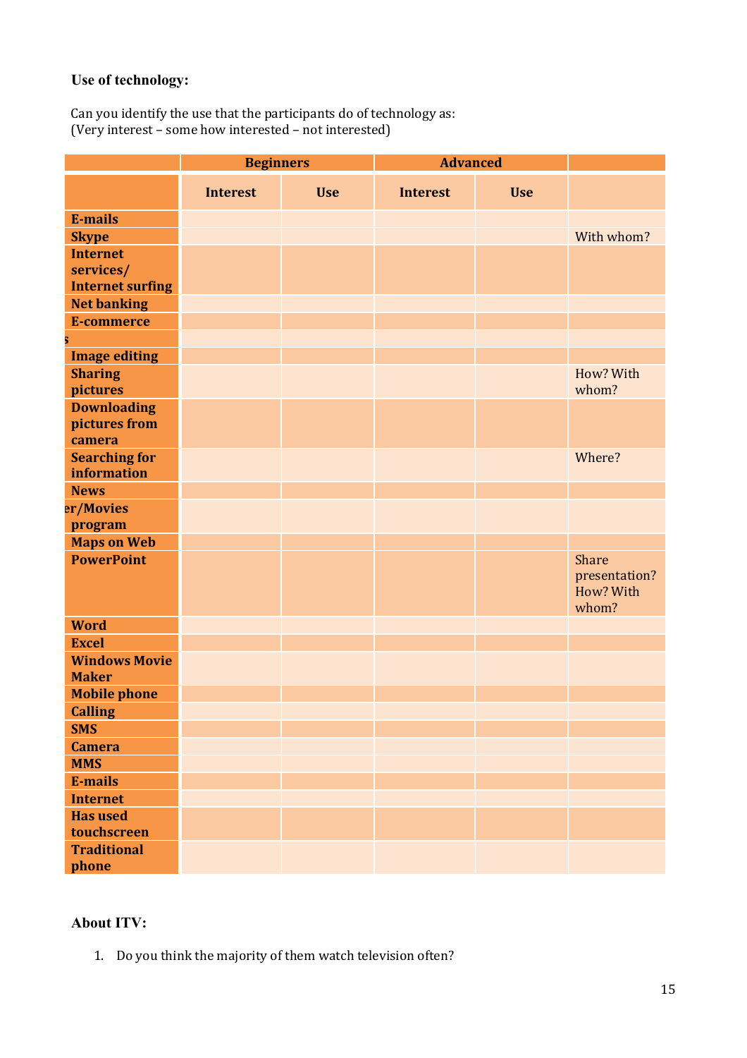**Use of technology:**

Can you identify the use that the participants do of technology as:
(Very interest – some how interested – not interested)

| | Beginners | | Advanced | | |
|---|---|---|---|---|---|
| | Interest | Use | Interest | Use | |
| E-mails | | | | | |
| Skype | | | | | With whom? |
| Internet services/ Internet surfing | | | | | |
| Net banking | | | | | |
| E-commerce | | | | | |
| s | | | | | |
| Image editing | | | | | |
| Sharing pictures | | | | | How? With whom? |
| Downloading pictures from camera | | | | | |
| Searching for information | | | | | Where? |
| News | | | | | |
| er/Movies program | | | | | |
| Maps on Web | | | | | |
| PowerPoint | | | | | Share presentation? How? With whom? |
| Word | | | | | |
| Excel | | | | | |
| Windows Movie Maker | | | | | |
| Mobile phone | | | | | |
| Calling | | | | | |
| SMS | | | | | |
| Camera | | | | | |
| MMS | | | | | |
| E-mails | | | | | |
| Internet | | | | | |
| Has used touchscreen | | | | | |
| Traditional phone | | | | | |

**About ITV:**

1. Do you think the majority of them watch television often?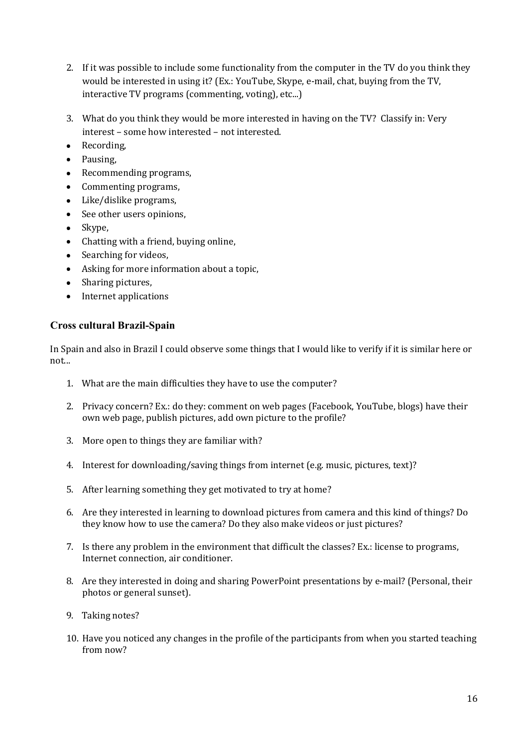2. If it was possible to include some functionality from the computer in the TV do you think they would be interested in using it? (Ex.: YouTube, Skype, e-mail, chat, buying from the TV, interactive TV programs (commenting, voting), etc...)

3. What do you think they would be more interested in having on the TV? Classify in: Very interest – some how interested – not interested.

- Recording,
- Pausing,
- Recommending programs,
- Commenting programs,
- Like/dislike programs,
- See other users opinions,
- Skype,
- Chatting with a friend, buying online,
- Searching for videos,
- Asking for more information about a topic,
- Sharing pictures,
- Internet applications

### Cross cultural Brazil-Spain

In Spain and also in Brazil I could observe some things that I would like to verify if it is similar here or not...

1. What are the main difficulties they have to use the computer?

2. Privacy concern? Ex.: do they: comment on web pages (Facebook, YouTube, blogs) have their own web page, publish pictures, add own picture to the profile?

3. More open to things they are familiar with?

4. Interest for downloading/saving things from internet (e.g. music, pictures, text)?

5. After learning something they get motivated to try at home?

6. Are they interested in learning to download pictures from camera and this kind of things? Do they know how to use the camera? Do they also make videos or just pictures?

7. Is there any problem in the environment that difficult the classes? Ex.: license to programs, Internet connection, air conditioner.

8. Are they interested in doing and sharing PowerPoint presentations by e-mail? (Personal, their photos or general sunset).

9. Taking notes?

10. Have you noticed any changes in the profile of the participants from when you started teaching from now?